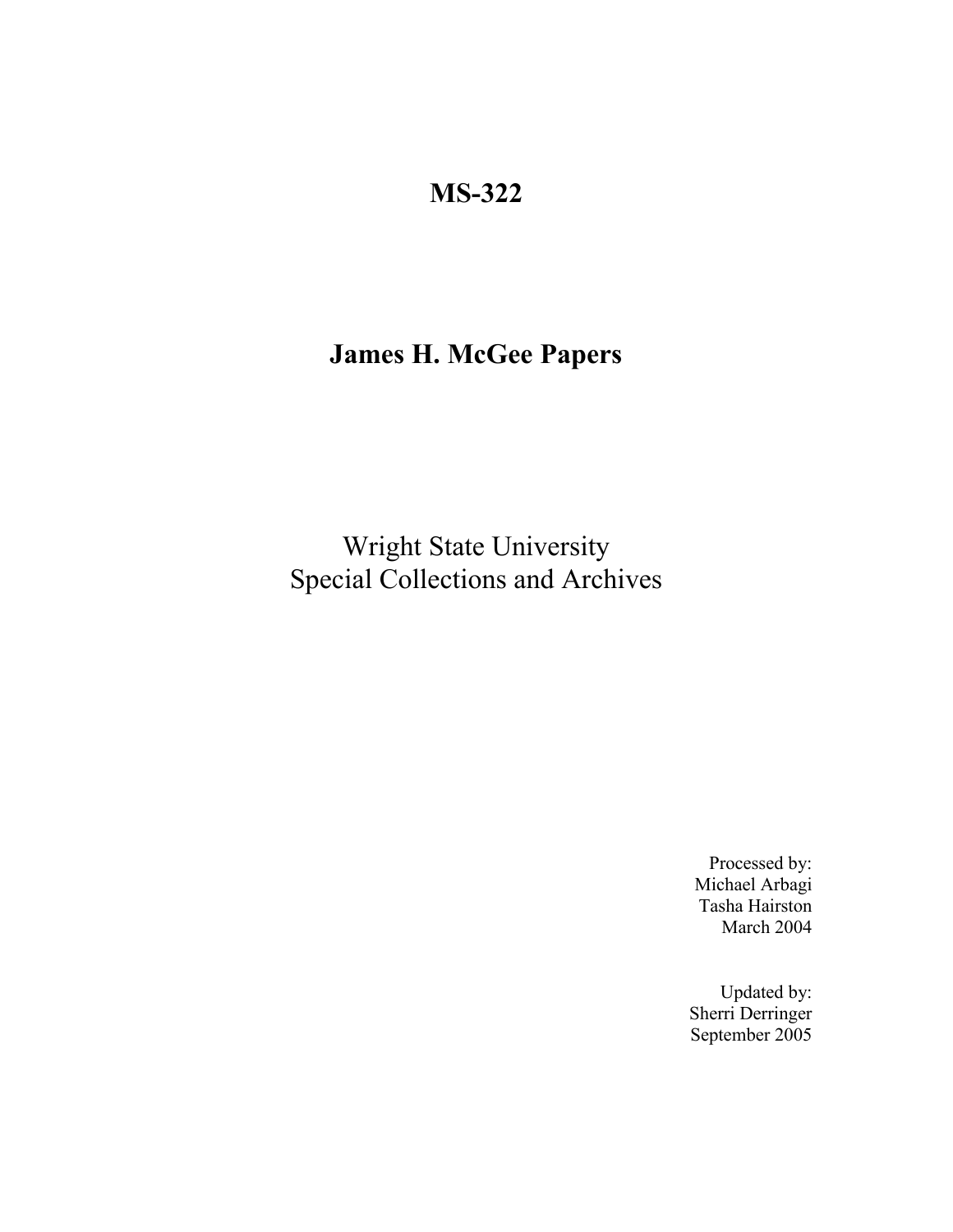# MS-322

# James H. McGee Papers

Wright State University
Special Collections and Archives

Processed by:
Michael Arbagi
Tasha Hairston
March 2004

Updated by:
Sherri Derringer
September 2005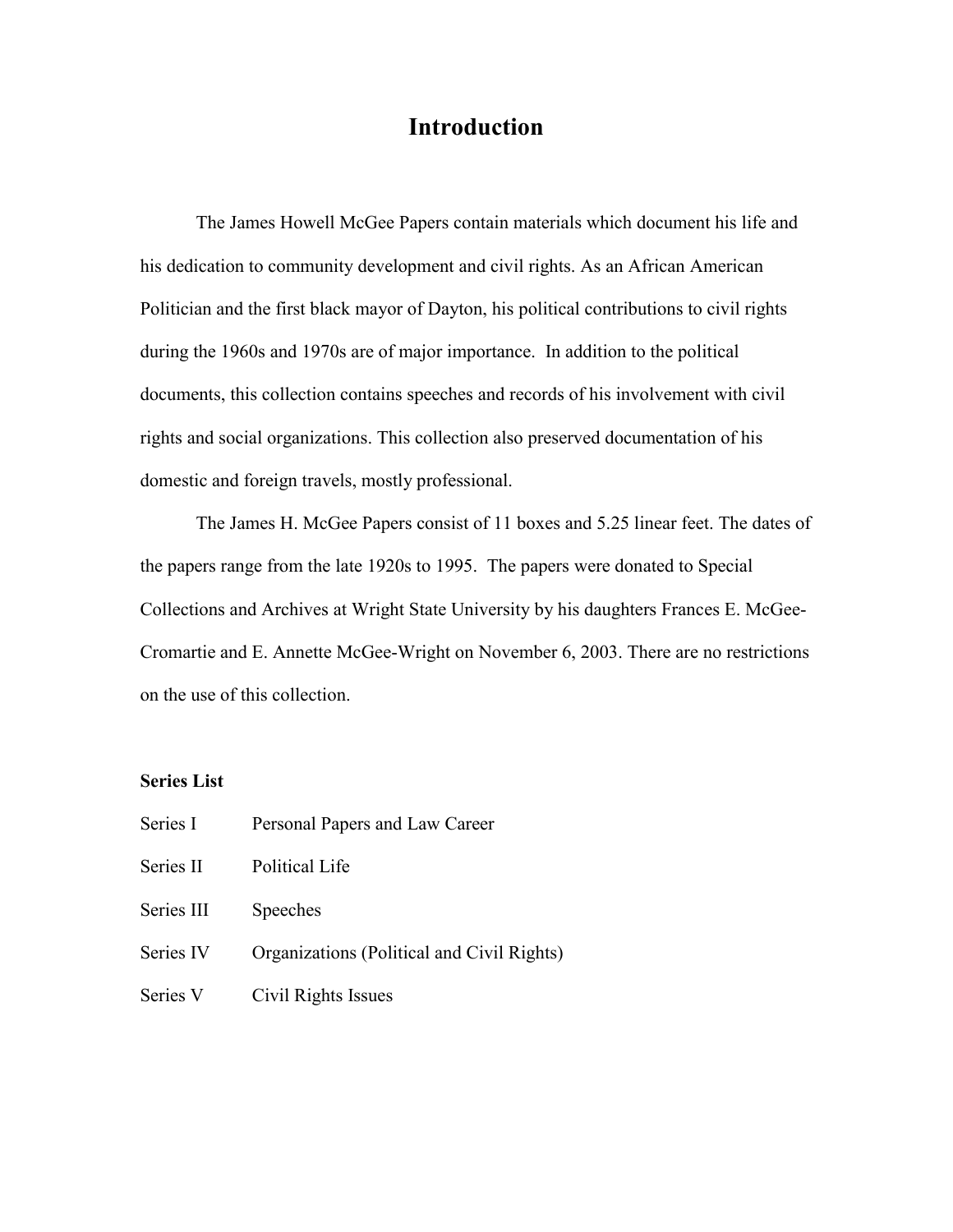# Introduction

The James Howell McGee Papers contain materials which document his life and his dedication to community development and civil rights. As an African American Politician and the first black mayor of Dayton, his political contributions to civil rights during the 1960s and 1970s are of major importance. In addition to the political documents, this collection contains speeches and records of his involvement with civil rights and social organizations. This collection also preserved documentation of his domestic and foreign travels, mostly professional.

The James H. McGee Papers consist of 11 boxes and 5.25 linear feet. The dates of the papers range from the late 1920s to 1995. The papers were donated to Special Collections and Archives at Wright State University by his daughters Frances E. McGee-Cromartie and E. Annette McGee-Wright on November 6, 2003. There are no restrictions on the use of this collection.

**Series List**

| | |
|---|---|
| Series I | Personal Papers and Law Career |
| Series II | Political Life |
| Series III | Speeches |
| Series IV | Organizations (Political and Civil Rights) |
| Series V | Civil Rights Issues |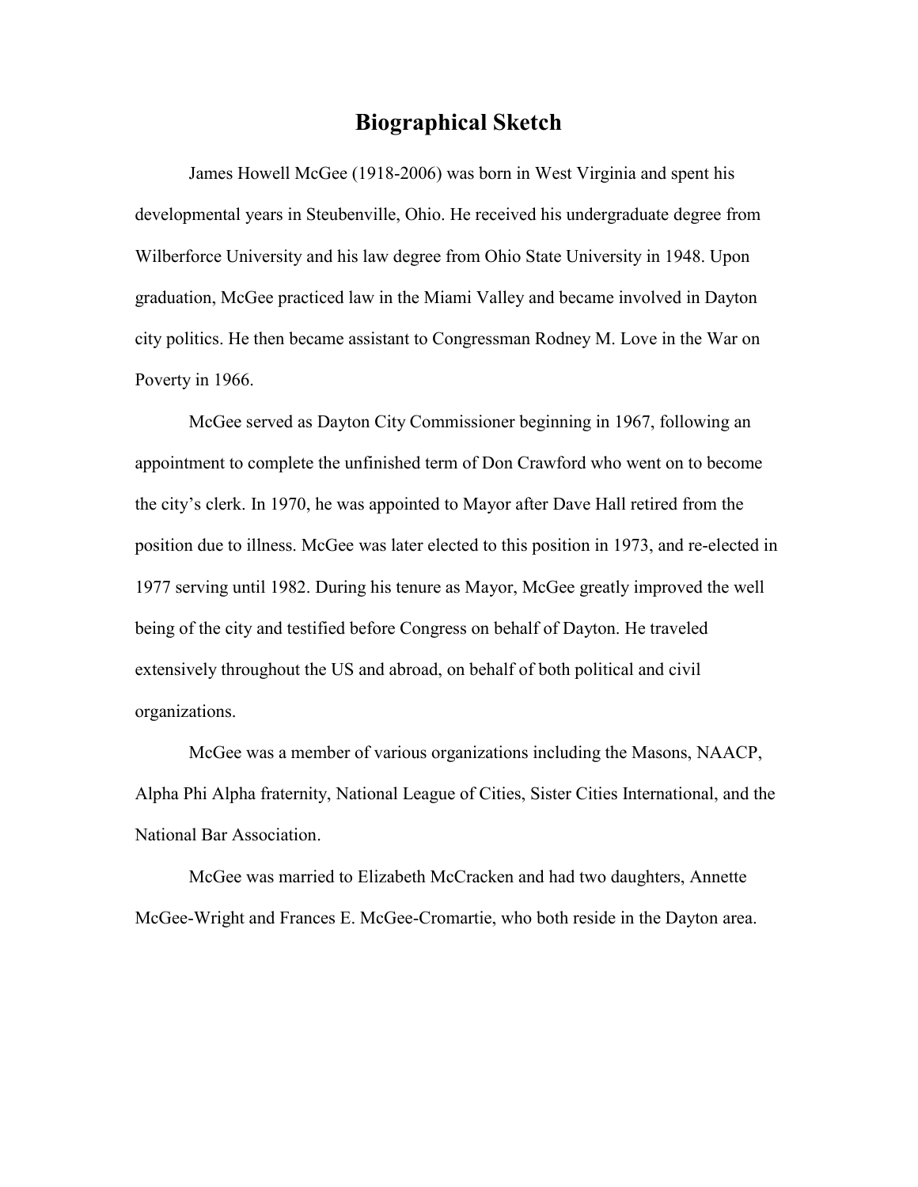# Biographical Sketch

James Howell McGee (1918-2006) was born in West Virginia and spent his developmental years in Steubenville, Ohio. He received his undergraduate degree from Wilberforce University and his law degree from Ohio State University in 1948. Upon graduation, McGee practiced law in the Miami Valley and became involved in Dayton city politics. He then became assistant to Congressman Rodney M. Love in the War on Poverty in 1966.

McGee served as Dayton City Commissioner beginning in 1967, following an appointment to complete the unfinished term of Don Crawford who went on to become the city's clerk. In 1970, he was appointed to Mayor after Dave Hall retired from the position due to illness. McGee was later elected to this position in 1973, and re-elected in 1977 serving until 1982. During his tenure as Mayor, McGee greatly improved the well being of the city and testified before Congress on behalf of Dayton. He traveled extensively throughout the US and abroad, on behalf of both political and civil organizations.

McGee was a member of various organizations including the Masons, NAACP, Alpha Phi Alpha fraternity, National League of Cities, Sister Cities International, and the National Bar Association.

McGee was married to Elizabeth McCracken and had two daughters, Annette McGee-Wright and Frances E. McGee-Cromartie, who both reside in the Dayton area.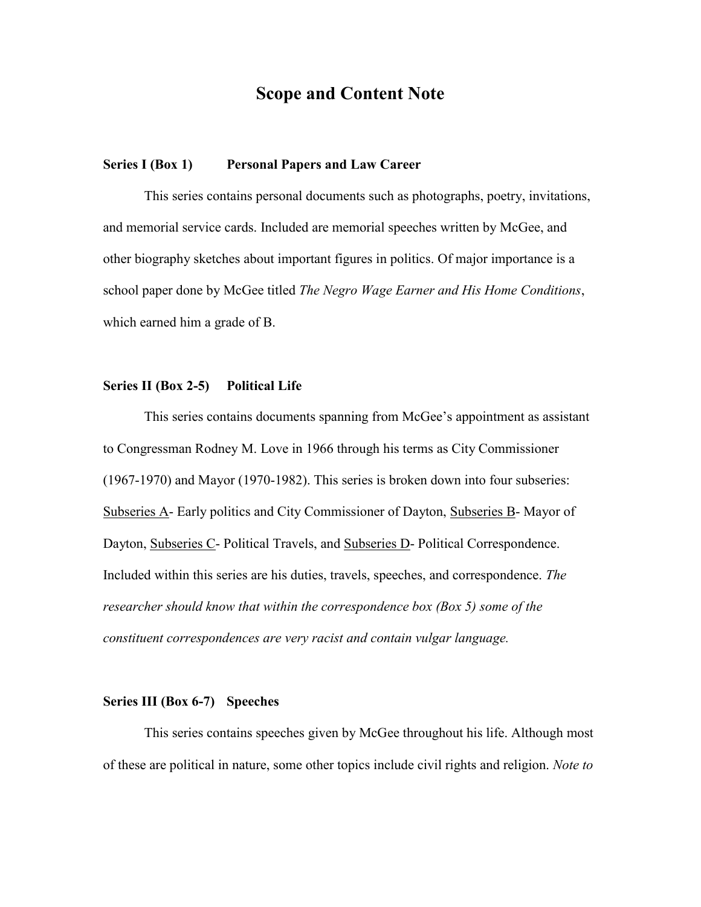# Scope and Content Note

**Series I (Box 1) Personal Papers and Law Career**

This series contains personal documents such as photographs, poetry, invitations, and memorial service cards. Included are memorial speeches written by McGee, and other biography sketches about important figures in politics. Of major importance is a school paper done by McGee titled *The Negro Wage Earner and His Home Conditions*, which earned him a grade of B.

**Series II (Box 2-5) Political Life**

This series contains documents spanning from McGee's appointment as assistant to Congressman Rodney M. Love in 1966 through his terms as City Commissioner (1967-1970) and Mayor (1970-1982). This series is broken down into four subseries: <u>Subseries A</u>- Early politics and City Commissioner of Dayton, <u>Subseries B</u>- Mayor of Dayton, <u>Subseries C</u>- Political Travels, and <u>Subseries D</u>- Political Correspondence. Included within this series are his duties, travels, speeches, and correspondence. *The researcher should know that within the correspondence box (Box 5) some of the constituent correspondences are very racist and contain vulgar language.*

**Series III (Box 6-7) Speeches**

This series contains speeches given by McGee throughout his life. Although most of these are political in nature, some other topics include civil rights and religion. *Note to*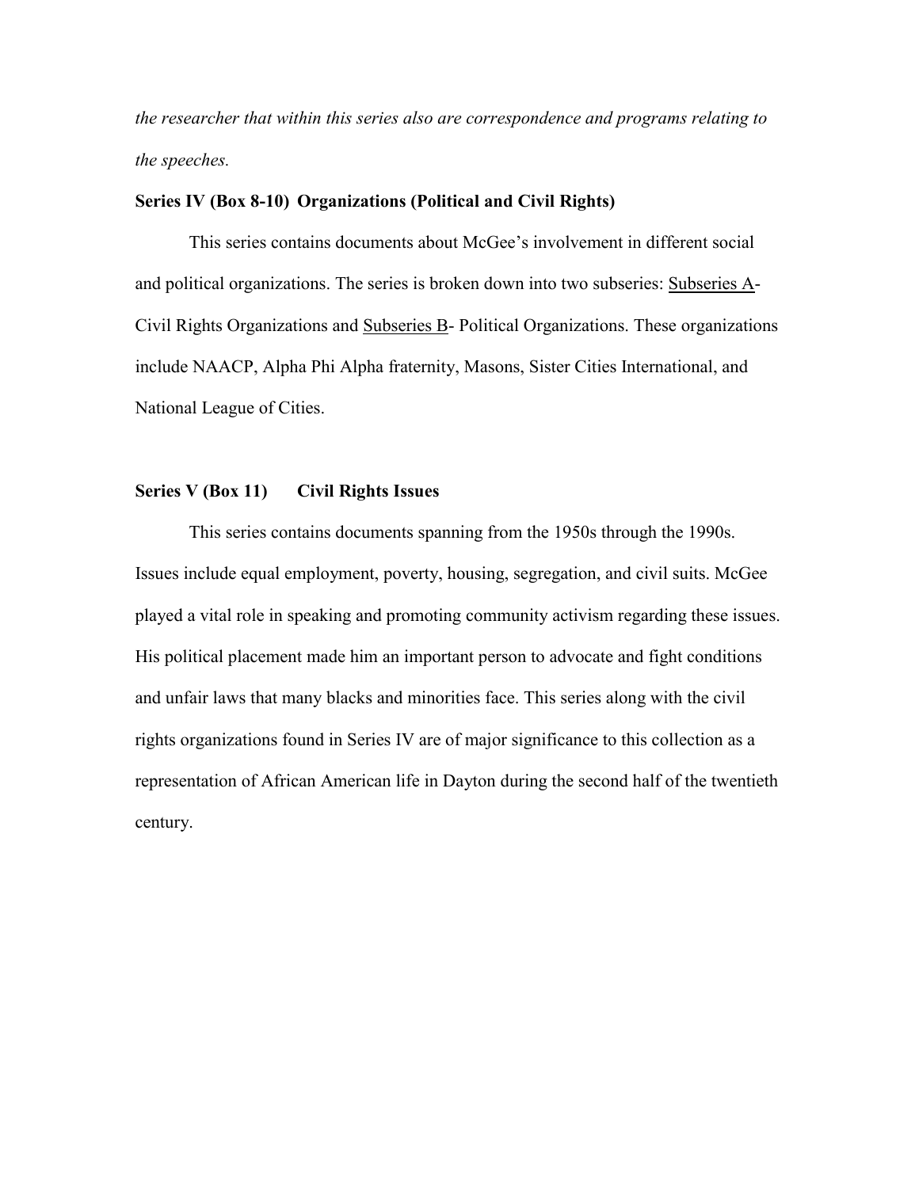*the researcher that within this series also are correspondence and programs relating to the speeches.*

**Series IV (Box 8-10) Organizations (Political and Civil Rights)**

This series contains documents about McGee's involvement in different social and political organizations. The series is broken down into two subseries: Subseries A- Civil Rights Organizations and Subseries B- Political Organizations. These organizations include NAACP, Alpha Phi Alpha fraternity, Masons, Sister Cities International, and National League of Cities.

**Series V (Box 11) Civil Rights Issues**

This series contains documents spanning from the 1950s through the 1990s. Issues include equal employment, poverty, housing, segregation, and civil suits. McGee played a vital role in speaking and promoting community activism regarding these issues. His political placement made him an important person to advocate and fight conditions and unfair laws that many blacks and minorities face. This series along with the civil rights organizations found in Series IV are of major significance to this collection as a representation of African American life in Dayton during the second half of the twentieth century.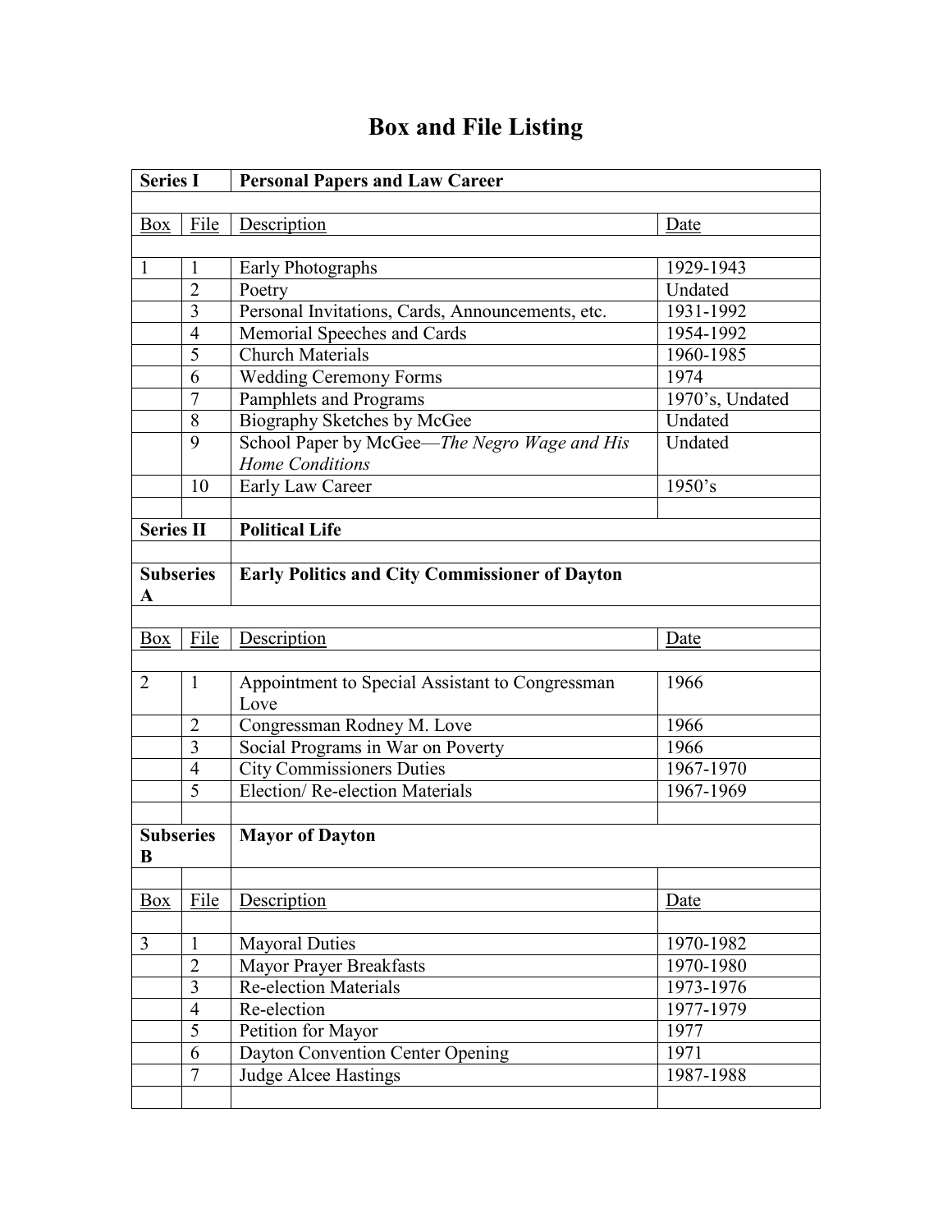# Box and File Listing

| **Series I** | | **Personal Papers and Law Career** | |
|---|---|---|---|
| | | | |
| Box | File | Description | Date |
| | | | |
| 1 | 1 | Early Photographs | 1929-1943 |
| | 2 | Poetry | Undated |
| | 3 | Personal Invitations, Cards, Announcements, etc. | 1931-1992 |
| | 4 | Memorial Speeches and Cards | 1954-1992 |
| | 5 | Church Materials | 1960-1985 |
| | 6 | Wedding Ceremony Forms | 1974 |
| | 7 | Pamphlets and Programs | 1970's, Undated |
| | 8 | Biography Sketches by McGee | Undated |
| | 9 | School Paper by McGee—*The Negro Wage and His Home Conditions* | Undated |
| | 10 | Early Law Career | 1950's |
| | | | |
| **Series II** | | **Political Life** | |
| | | | |
| **Subseries A** | | **Early Politics and City Commissioner of Dayton** | |
| | | | |
| Box | File | Description | Date |
| | | | |
| 2 | 1 | Appointment to Special Assistant to Congressman Love | 1966 |
| | 2 | Congressman Rodney M. Love | 1966 |
| | 3 | Social Programs in War on Poverty | 1966 |
| | 4 | City Commissioners Duties | 1967-1970 |
| | 5 | Election/ Re-election Materials | 1967-1969 |
| | | | |
| **Subseries B** | | **Mayor of Dayton** | |
| | | | |
| Box | File | Description | Date |
| | | | |
| 3 | 1 | Mayoral Duties | 1970-1982 |
| | 2 | Mayor Prayer Breakfasts | 1970-1980 |
| | 3 | Re-election Materials | 1973-1976 |
| | 4 | Re-election | 1977-1979 |
| | 5 | Petition for Mayor | 1977 |
| | 6 | Dayton Convention Center Opening | 1971 |
| | 7 | Judge Alcee Hastings | 1987-1988 |
| | | | |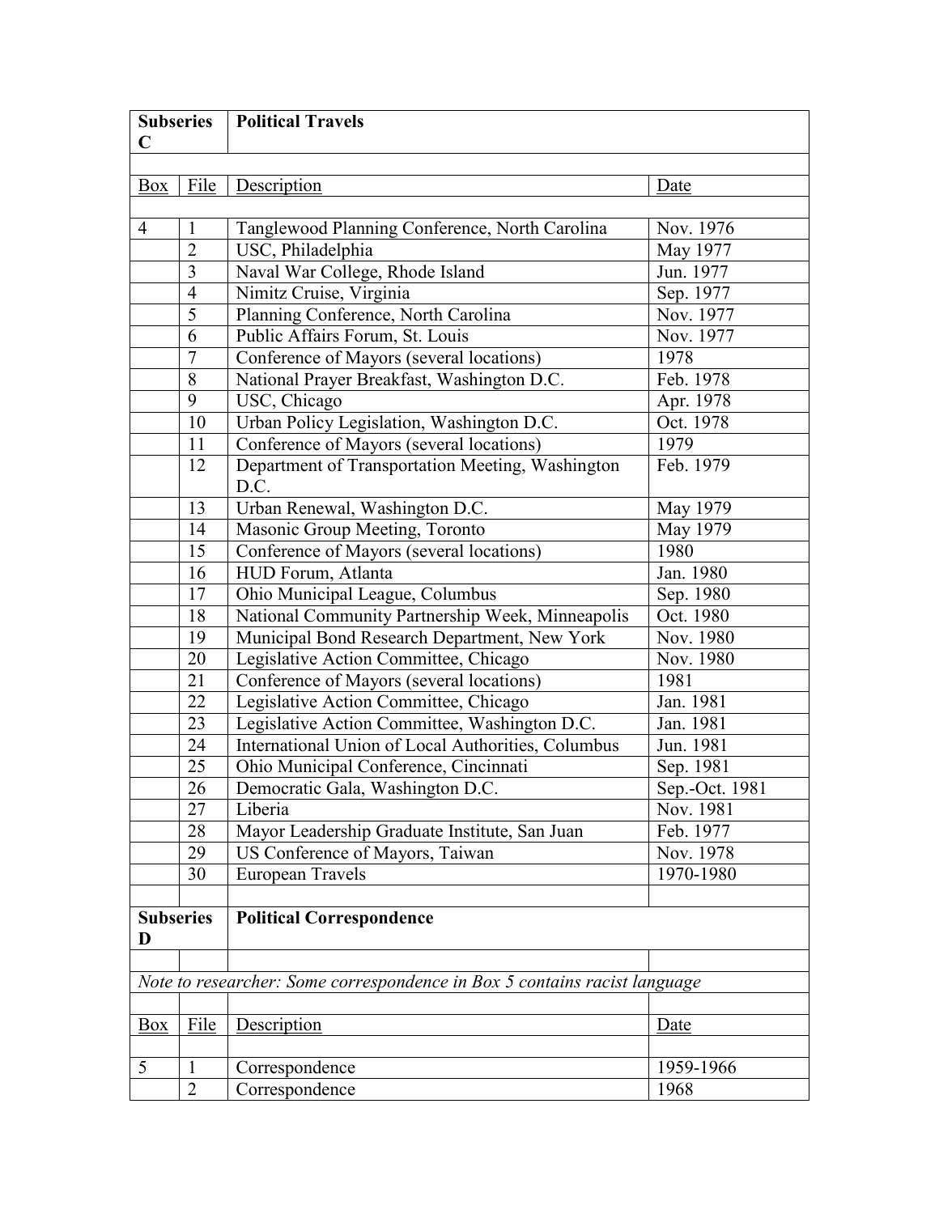## Subseries C — Political Travels

| Box | File | Description | Date |
|---|---|---|---|
| 4 | 1 | Tanglewood Planning Conference, North Carolina | Nov. 1976 |
| | 2 | USC, Philadelphia | May 1977 |
| | 3 | Naval War College, Rhode Island | Jun. 1977 |
| | 4 | Nimitz Cruise, Virginia | Sep. 1977 |
| | 5 | Planning Conference, North Carolina | Nov. 1977 |
| | 6 | Public Affairs Forum, St. Louis | Nov. 1977 |
| | 7 | Conference of Mayors (several locations) | 1978 |
| | 8 | National Prayer Breakfast, Washington D.C. | Feb. 1978 |
| | 9 | USC, Chicago | Apr. 1978 |
| | 10 | Urban Policy Legislation, Washington D.C. | Oct. 1978 |
| | 11 | Conference of Mayors (several locations) | 1979 |
| | 12 | Department of Transportation Meeting, Washington D.C. | Feb. 1979 |
| | 13 | Urban Renewal, Washington D.C. | May 1979 |
| | 14 | Masonic Group Meeting, Toronto | May 1979 |
| | 15 | Conference of Mayors (several locations) | 1980 |
| | 16 | HUD Forum, Atlanta | Jan. 1980 |
| | 17 | Ohio Municipal League, Columbus | Sep. 1980 |
| | 18 | National Community Partnership Week, Minneapolis | Oct. 1980 |
| | 19 | Municipal Bond Research Department, New York | Nov. 1980 |
| | 20 | Legislative Action Committee, Chicago | Nov. 1980 |
| | 21 | Conference of Mayors (several locations) | 1981 |
| | 22 | Legislative Action Committee, Chicago | Jan. 1981 |
| | 23 | Legislative Action Committee, Washington D.C. | Jan. 1981 |
| | 24 | International Union of Local Authorities, Columbus | Jun. 1981 |
| | 25 | Ohio Municipal Conference, Cincinnati | Sep. 1981 |
| | 26 | Democratic Gala, Washington D.C. | Sep.-Oct. 1981 |
| | 27 | Liberia | Nov. 1981 |
| | 28 | Mayor Leadership Graduate Institute, San Juan | Feb. 1977 |
| | 29 | US Conference of Mayors, Taiwan | Nov. 1978 |
| | 30 | European Travels | 1970-1980 |

## Subseries D — Political Correspondence

*Note to researcher: Some correspondence in Box 5 contains racist language*

| Box | File | Description | Date |
|---|---|---|---|
| 5 | 1 | Correspondence | 1959-1966 |
| | 2 | Correspondence | 1968 |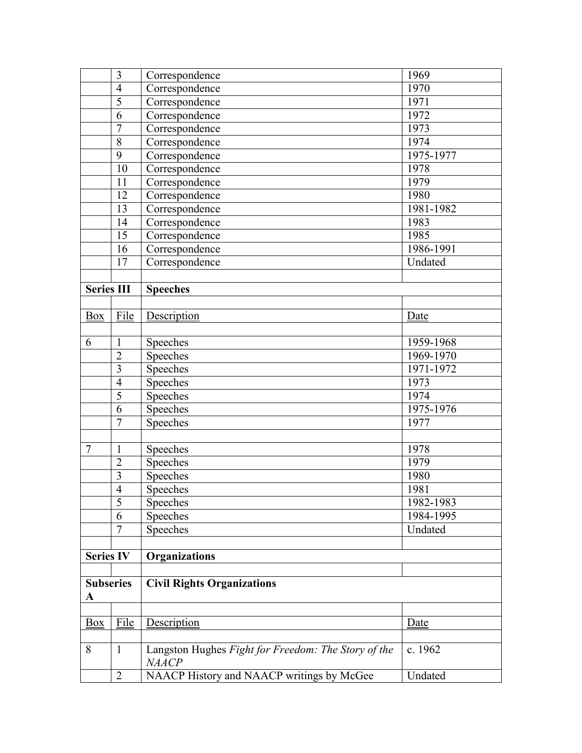| | | | |
|---|---|---|---|
| | 3 | Correspondence | 1969 |
| | 4 | Correspondence | 1970 |
| | 5 | Correspondence | 1971 |
| | 6 | Correspondence | 1972 |
| | 7 | Correspondence | 1973 |
| | 8 | Correspondence | 1974 |
| | 9 | Correspondence | 1975-1977 |
| | 10 | Correspondence | 1978 |
| | 11 | Correspondence | 1979 |
| | 12 | Correspondence | 1980 |
| | 13 | Correspondence | 1981-1982 |
| | 14 | Correspondence | 1983 |
| | 15 | Correspondence | 1985 |
| | 16 | Correspondence | 1986-1991 |
| | 17 | Correspondence | Undated |

**Series III** **Speeches**

| Box | File | Description | Date |
|---|---|---|---|
| 6 | 1 | Speeches | 1959-1968 |
| | 2 | Speeches | 1969-1970 |
| | 3 | Speeches | 1971-1972 |
| | 4 | Speeches | 1973 |
| | 5 | Speeches | 1974 |
| | 6 | Speeches | 1975-1976 |
| | 7 | Speeches | 1977 |
| | | | |
| 7 | 1 | Speeches | 1978 |
| | 2 | Speeches | 1979 |
| | 3 | Speeches | 1980 |
| | 4 | Speeches | 1981 |
| | 5 | Speeches | 1982-1983 |
| | 6 | Speeches | 1984-1995 |
| | 7 | Speeches | Undated |

**Series IV** **Organizations**

**Subseries A** **Civil Rights Organizations**

| Box | File | Description | Date |
|---|---|---|---|
| 8 | 1 | Langston Hughes *Fight for Freedom: The Story of the NAACP* | c. 1962 |
| | 2 | NAACP History and NAACP writings by McGee | Undated |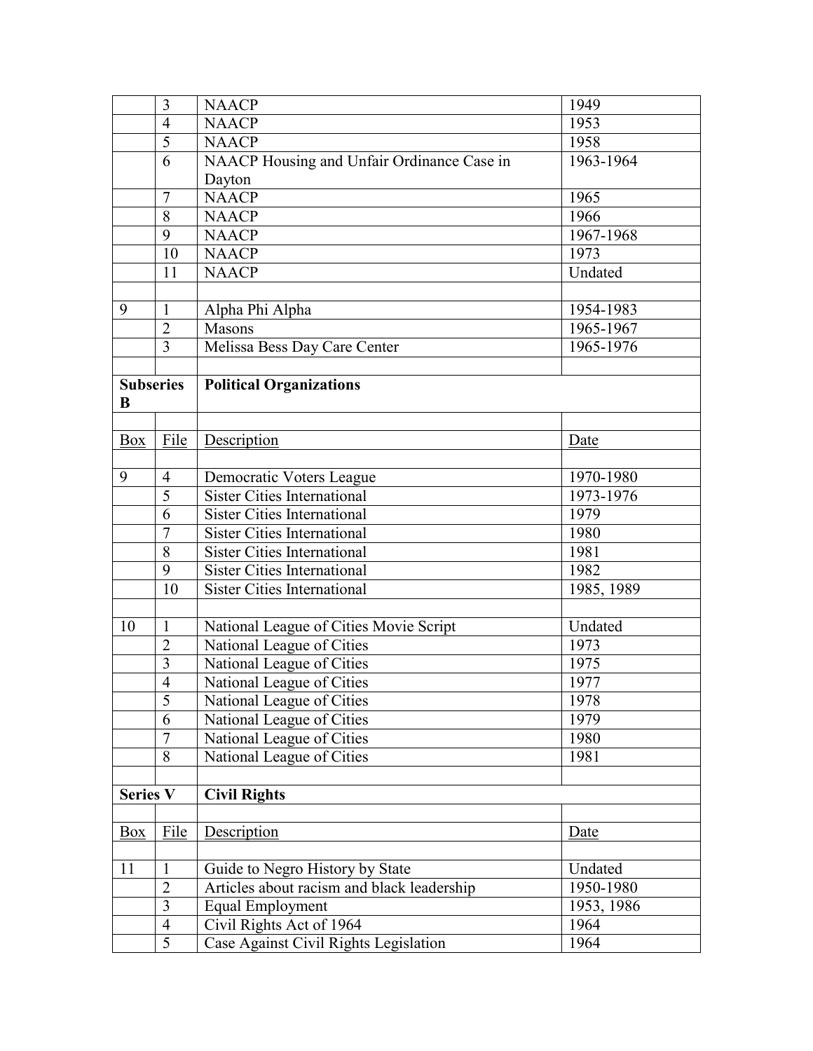| | | | |
|---|---|---|---|
| | 3 | NAACP | 1949 |
| | 4 | NAACP | 1953 |
| | 5 | NAACP | 1958 |
| | 6 | NAACP Housing and Unfair Ordinance Case in Dayton | 1963-1964 |
| | 7 | NAACP | 1965 |
| | 8 | NAACP | 1966 |
| | 9 | NAACP | 1967-1968 |
| | 10 | NAACP | 1973 |
| | 11 | NAACP | Undated |
| | | | |
| 9 | 1 | Alpha Phi Alpha | 1954-1983 |
| | 2 | Masons | 1965-1967 |
| | 3 | Melissa Bess Day Care Center | 1965-1976 |
| | | | |
| **Subseries B** | | **Political Organizations** | |
| | | | |
| Box | File | Description | Date |
| | | | |
| 9 | 4 | Democratic Voters League | 1970-1980 |
| | 5 | Sister Cities International | 1973-1976 |
| | 6 | Sister Cities International | 1979 |
| | 7 | Sister Cities International | 1980 |
| | 8 | Sister Cities International | 1981 |
| | 9 | Sister Cities International | 1982 |
| | 10 | Sister Cities International | 1985, 1989 |
| | | | |
| 10 | 1 | National League of Cities Movie Script | Undated |
| | 2 | National League of Cities | 1973 |
| | 3 | National League of Cities | 1975 |
| | 4 | National League of Cities | 1977 |
| | 5 | National League of Cities | 1978 |
| | 6 | National League of Cities | 1979 |
| | 7 | National League of Cities | 1980 |
| | 8 | National League of Cities | 1981 |
| | | | |
| **Series V** | | **Civil Rights** | |
| | | | |
| Box | File | Description | Date |
| | | | |
| 11 | 1 | Guide to Negro History by State | Undated |
| | 2 | Articles about racism and black leadership | 1950-1980 |
| | 3 | Equal Employment | 1953, 1986 |
| | 4 | Civil Rights Act of 1964 | 1964 |
| | 5 | Case Against Civil Rights Legislation | 1964 |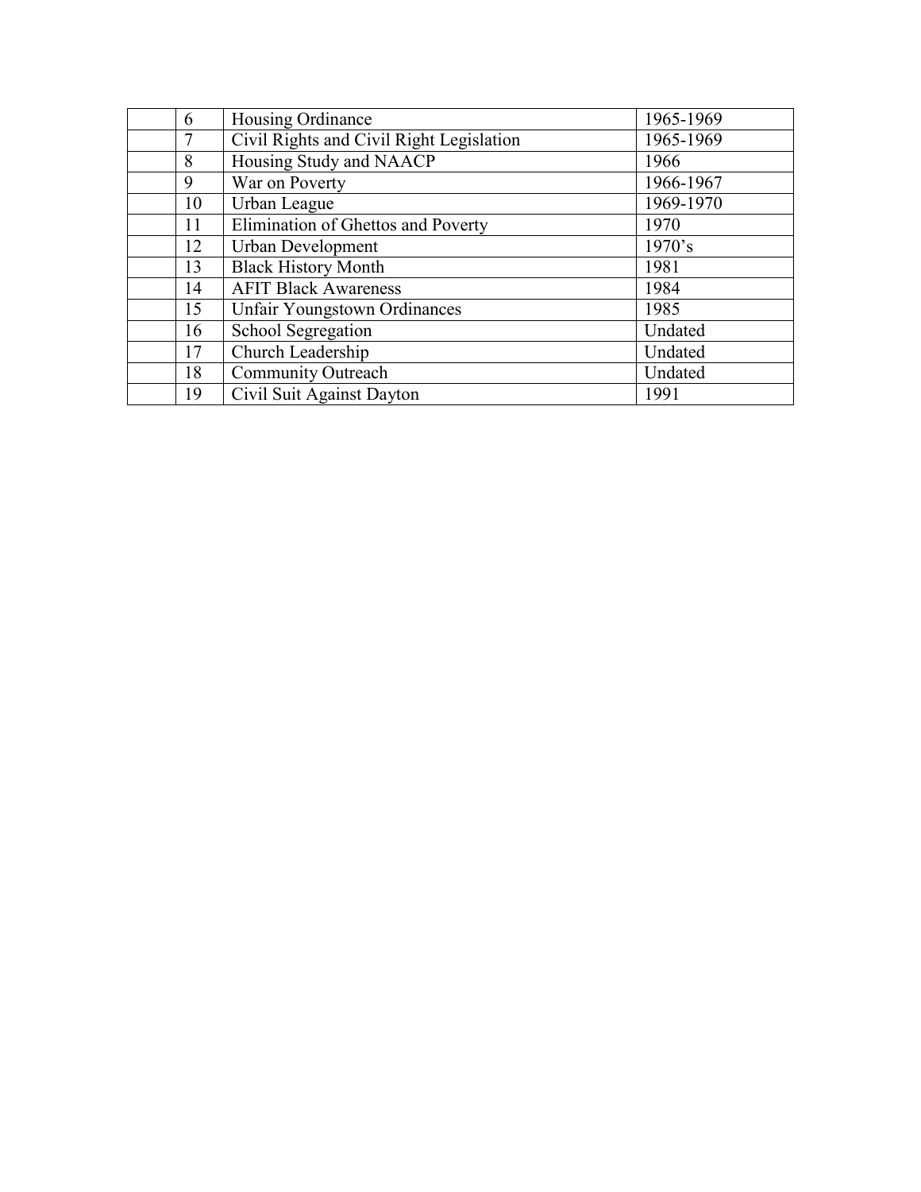| | | | |
|---|---|---|---|
| | 6 | Housing Ordinance | 1965-1969 |
| | 7 | Civil Rights and Civil Right Legislation | 1965-1969 |
| | 8 | Housing Study and NAACP | 1966 |
| | 9 | War on Poverty | 1966-1967 |
| | 10 | Urban League | 1969-1970 |
| | 11 | Elimination of Ghettos and Poverty | 1970 |
| | 12 | Urban Development | 1970's |
| | 13 | Black History Month | 1981 |
| | 14 | AFIT Black Awareness | 1984 |
| | 15 | Unfair Youngstown Ordinances | 1985 |
| | 16 | School Segregation | Undated |
| | 17 | Church Leadership | Undated |
| | 18 | Community Outreach | Undated |
| | 19 | Civil Suit Against Dayton | 1991 |